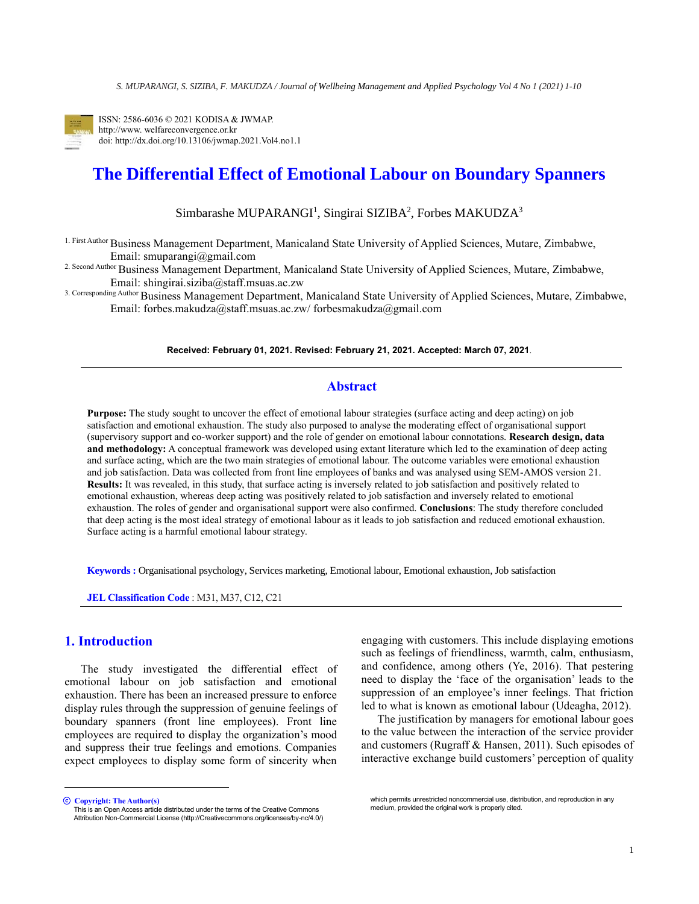ISSN: 2586-6036 © 2021 KODISA & JWMAP.
http://www. welfareconvergence.or.kr
doi: http://dx.doi.org/10.13106/jwmap.2021.Vol4.no1.1

# The Differential Effect of Emotional Labour on Boundary Spanners

Simbarashe MUPARANGI[1], Singirai SIZIBA[2], Forbes MAKUDZA[3]

[1. First Author] Business Management Department, Manicaland State University of Applied Sciences, Mutare, Zimbabwe, Email: smuparangi@gmail.com

[2. Second Author] Business Management Department, Manicaland State University of Applied Sciences, Mutare, Zimbabwe, Email: shingirai.siziba@staff.msuas.ac.zw

[3. Corresponding Author] Business Management Department, Manicaland State University of Applied Sciences, Mutare, Zimbabwe, Email: forbes.makudza@staff.msuas.ac.zw/ forbesmakudza@gmail.com

**Received: February 01, 2021. Revised: February 21, 2021. Accepted: March 07, 2021**.

## Abstract

**Purpose:** The study sought to uncover the effect of emotional labour strategies (surface acting and deep acting) on job satisfaction and emotional exhaustion. The study also purposed to analyse the moderating effect of organisational support (supervisory support and co-worker support) and the role of gender on emotional labour connotations. **Research design, data and methodology:** A conceptual framework was developed using extant literature which led to the examination of deep acting and surface acting, which are the two main strategies of emotional labour. The outcome variables were emotional exhaustion and job satisfaction. Data was collected from front line employees of banks and was analysed using SEM-AMOS version 21. **Results:** It was revealed, in this study, that surface acting is inversely related to job satisfaction and positively related to emotional exhaustion, whereas deep acting was positively related to job satisfaction and inversely related to emotional exhaustion. The roles of gender and organisational support were also confirmed. **Conclusions**: The study therefore concluded that deep acting is the most ideal strategy of emotional labour as it leads to job satisfaction and reduced emotional exhaustion. Surface acting is a harmful emotional labour strategy.

**Keywords :** Organisational psychology, Services marketing, Emotional labour, Emotional exhaustion, Job satisfaction

**JEL Classification Code** : M31, M37, C12, C21

## 1. Introduction

The study investigated the differential effect of emotional labour on job satisfaction and emotional exhaustion. There has been an increased pressure to enforce display rules through the suppression of genuine feelings of boundary spanners (front line employees). Front line employees are required to display the organization's mood and suppress their true feelings and emotions. Companies expect employees to display some form of sincerity when engaging with customers. This include displaying emotions such as feelings of friendliness, warmth, calm, enthusiasm, and confidence, among others (Ye, 2016). That pestering need to display the 'face of the organisation' leads to the suppression of an employee's inner feelings. That friction led to what is known as emotional labour (Udeagha, 2012).

The justification by managers for emotional labour goes to the value between the interaction of the service provider and customers (Rugraff & Hansen, 2011). Such episodes of interactive exchange build customers' perception of quality

ⓒ **Copyright: The Author(s)**
This is an Open Access article distributed under the terms of the Creative Commons Attribution Non-Commercial License (http://Creativecommons.org/licenses/by-nc/4.0/) which permits unrestricted noncommercial use, distribution, and reproduction in any medium, provided the original work is properly cited.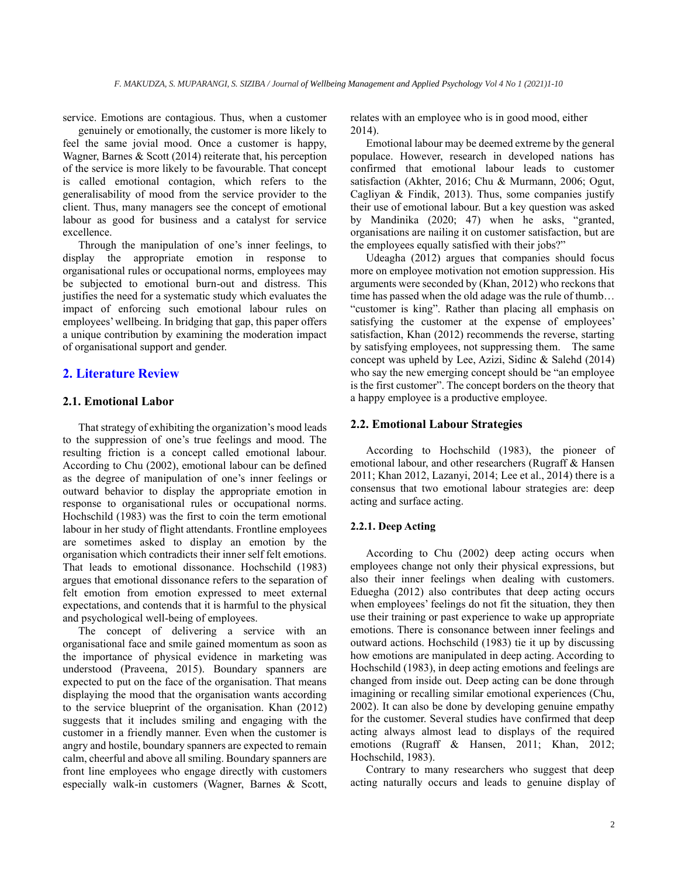service. Emotions are contagious. Thus, when a customer genuinely or emotionally, the customer is more likely to feel the same jovial mood. Once a customer is happy, Wagner, Barnes & Scott (2014) reiterate that, his perception of the service is more likely to be favourable. That concept is called emotional contagion, which refers to the generalisability of mood from the service provider to the client. Thus, many managers see the concept of emotional labour as good for business and a catalyst for service excellence.

Through the manipulation of one's inner feelings, to display the appropriate emotion in response to organisational rules or occupational norms, employees may be subjected to emotional burn-out and distress. This justifies the need for a systematic study which evaluates the impact of enforcing such emotional labour rules on employees' wellbeing. In bridging that gap, this paper offers a unique contribution by examining the moderation impact of organisational support and gender.

## 2. Literature Review

### 2.1. Emotional Labor

That strategy of exhibiting the organization's mood leads to the suppression of one's true feelings and mood. The resulting friction is a concept called emotional labour. According to Chu (2002), emotional labour can be defined as the degree of manipulation of one's inner feelings or outward behavior to display the appropriate emotion in response to organisational rules or occupational norms. Hochschild (1983) was the first to coin the term emotional labour in her study of flight attendants. Frontline employees are sometimes asked to display an emotion by the organisation which contradicts their inner self felt emotions. That leads to emotional dissonance. Hochschild (1983) argues that emotional dissonance refers to the separation of felt emotion from emotion expressed to meet external expectations, and contends that it is harmful to the physical and psychological well-being of employees.

The concept of delivering a service with an organisational face and smile gained momentum as soon as the importance of physical evidence in marketing was understood (Praveena, 2015). Boundary spanners are expected to put on the face of the organisation. That means displaying the mood that the organisation wants according to the service blueprint of the organisation. Khan (2012) suggests that it includes smiling and engaging with the customer in a friendly manner. Even when the customer is angry and hostile, boundary spanners are expected to remain calm, cheerful and above all smiling. Boundary spanners are front line employees who engage directly with customers especially walk-in customers (Wagner, Barnes & Scott, relates with an employee who is in good mood, either 2014).

Emotional labour may be deemed extreme by the general populace. However, research in developed nations has confirmed that emotional labour leads to customer satisfaction (Akhter, 2016; Chu & Murmann, 2006; Ogut, Cagliyan & Findik, 2013). Thus, some companies justify their use of emotional labour. But a key question was asked by Mandinika (2020; 47) when he asks, "granted, organisations are nailing it on customer satisfaction, but are the employees equally satisfied with their jobs?"

Udeagha (2012) argues that companies should focus more on employee motivation not emotion suppression. His arguments were seconded by (Khan, 2012) who reckons that time has passed when the old adage was the rule of thumb… "customer is king". Rather than placing all emphasis on satisfying the customer at the expense of employees' satisfaction, Khan (2012) recommends the reverse, starting by satisfying employees, not suppressing them. The same concept was upheld by Lee, Azizi, Sidinc & Salehd (2014) who say the new emerging concept should be "an employee is the first customer". The concept borders on the theory that a happy employee is a productive employee.

### 2.2. Emotional Labour Strategies

According to Hochschild (1983), the pioneer of emotional labour, and other researchers (Rugraff & Hansen 2011; Khan 2012, Lazanyi, 2014; Lee et al., 2014) there is a consensus that two emotional labour strategies are: deep acting and surface acting.

#### 2.2.1. Deep Acting

According to Chu (2002) deep acting occurs when employees change not only their physical expressions, but also their inner feelings when dealing with customers. Eduegha (2012) also contributes that deep acting occurs when employees' feelings do not fit the situation, they then use their training or past experience to wake up appropriate emotions. There is consonance between inner feelings and outward actions. Hochschild (1983) tie it up by discussing how emotions are manipulated in deep acting. According to Hochschild (1983), in deep acting emotions and feelings are changed from inside out. Deep acting can be done through imagining or recalling similar emotional experiences (Chu, 2002). It can also be done by developing genuine empathy for the customer. Several studies have confirmed that deep acting always almost lead to displays of the required emotions (Rugraff & Hansen, 2011; Khan, 2012; Hochschild, 1983).

Contrary to many researchers who suggest that deep acting naturally occurs and leads to genuine display of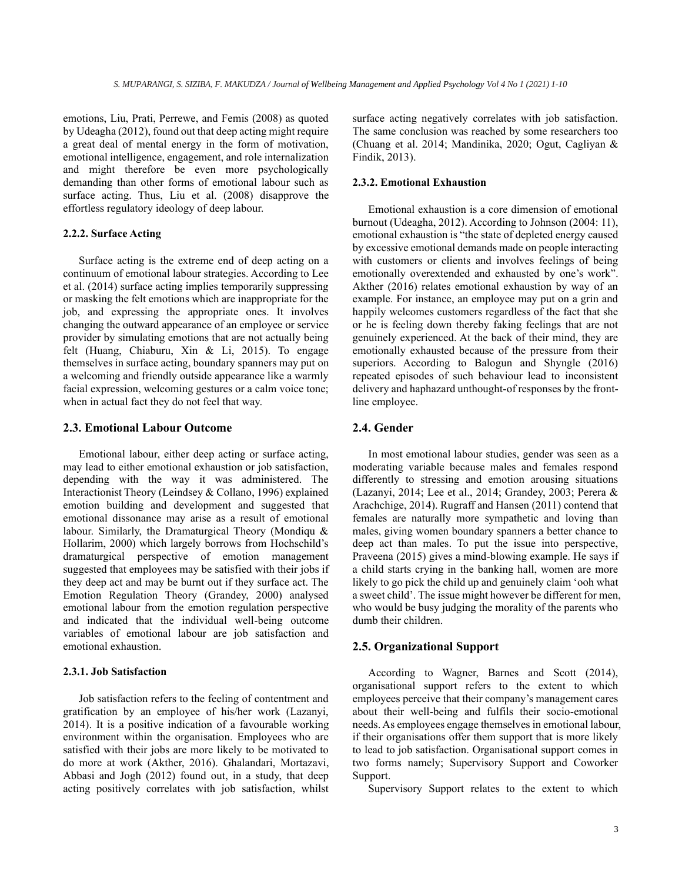emotions, Liu, Prati, Perrewe, and Femis (2008) as quoted by Udeagha (2012), found out that deep acting might require a great deal of mental energy in the form of motivation, emotional intelligence, engagement, and role internalization and might therefore be even more psychologically demanding than other forms of emotional labour such as surface acting. Thus, Liu et al. (2008) disapprove the effortless regulatory ideology of deep labour.

#### 2.2.2. Surface Acting

Surface acting is the extreme end of deep acting on a continuum of emotional labour strategies. According to Lee et al. (2014) surface acting implies temporarily suppressing or masking the felt emotions which are inappropriate for the job, and expressing the appropriate ones. It involves changing the outward appearance of an employee or service provider by simulating emotions that are not actually being felt (Huang, Chiaburu, Xin & Li, 2015). To engage themselves in surface acting, boundary spanners may put on a welcoming and friendly outside appearance like a warmly facial expression, welcoming gestures or a calm voice tone; when in actual fact they do not feel that way.

### 2.3. Emotional Labour Outcome

Emotional labour, either deep acting or surface acting, may lead to either emotional exhaustion or job satisfaction, depending with the way it was administered. The Interactionist Theory (Leindsey & Collano, 1996) explained emotion building and development and suggested that emotional dissonance may arise as a result of emotional labour. Similarly, the Dramaturgical Theory (Mondiqu & Hollarim, 2000) which largely borrows from Hochschild's dramaturgical perspective of emotion management suggested that employees may be satisfied with their jobs if they deep act and may be burnt out if they surface act. The Emotion Regulation Theory (Grandey, 2000) analysed emotional labour from the emotion regulation perspective and indicated that the individual well-being outcome variables of emotional labour are job satisfaction and emotional exhaustion.

#### 2.3.1. Job Satisfaction

Job satisfaction refers to the feeling of contentment and gratification by an employee of his/her work (Lazanyi, 2014). It is a positive indication of a favourable working environment within the organisation. Employees who are satisfied with their jobs are more likely to be motivated to do more at work (Akther, 2016). Ghalandari, Mortazavi, Abbasi and Jogh (2012) found out, in a study, that deep acting positively correlates with job satisfaction, whilst surface acting negatively correlates with job satisfaction. The same conclusion was reached by some researchers too (Chuang et al. 2014; Mandinika, 2020; Ogut, Cagliyan & Findik, 2013).

#### 2.3.2. Emotional Exhaustion

Emotional exhaustion is a core dimension of emotional burnout (Udeagha, 2012). According to Johnson (2004: 11), emotional exhaustion is "the state of depleted energy caused by excessive emotional demands made on people interacting with customers or clients and involves feelings of being emotionally overextended and exhausted by one's work". Akther (2016) relates emotional exhaustion by way of an example. For instance, an employee may put on a grin and happily welcomes customers regardless of the fact that she or he is feeling down thereby faking feelings that are not genuinely experienced. At the back of their mind, they are emotionally exhausted because of the pressure from their superiors. According to Balogun and Shyngle (2016) repeated episodes of such behaviour lead to inconsistent delivery and haphazard unthought-of responses by the front-line employee.

### 2.4. Gender

In most emotional labour studies, gender was seen as a moderating variable because males and females respond differently to stressing and emotion arousing situations (Lazanyi, 2014; Lee et al., 2014; Grandey, 2003; Perera & Arachchige, 2014). Rugraff and Hansen (2011) contend that females are naturally more sympathetic and loving than males, giving women boundary spanners a better chance to deep act than males. To put the issue into perspective, Praveena (2015) gives a mind-blowing example. He says if a child starts crying in the banking hall, women are more likely to go pick the child up and genuinely claim 'ooh what a sweet child'. The issue might however be different for men, who would be busy judging the morality of the parents who dumb their children.

### 2.5. Organizational Support

According to Wagner, Barnes and Scott (2014), organisational support refers to the extent to which employees perceive that their company's management cares about their well-being and fulfils their socio-emotional needs. As employees engage themselves in emotional labour, if their organisations offer them support that is more likely to lead to job satisfaction. Organisational support comes in two forms namely; Supervisory Support and Coworker Support.

Supervisory Support relates to the extent to which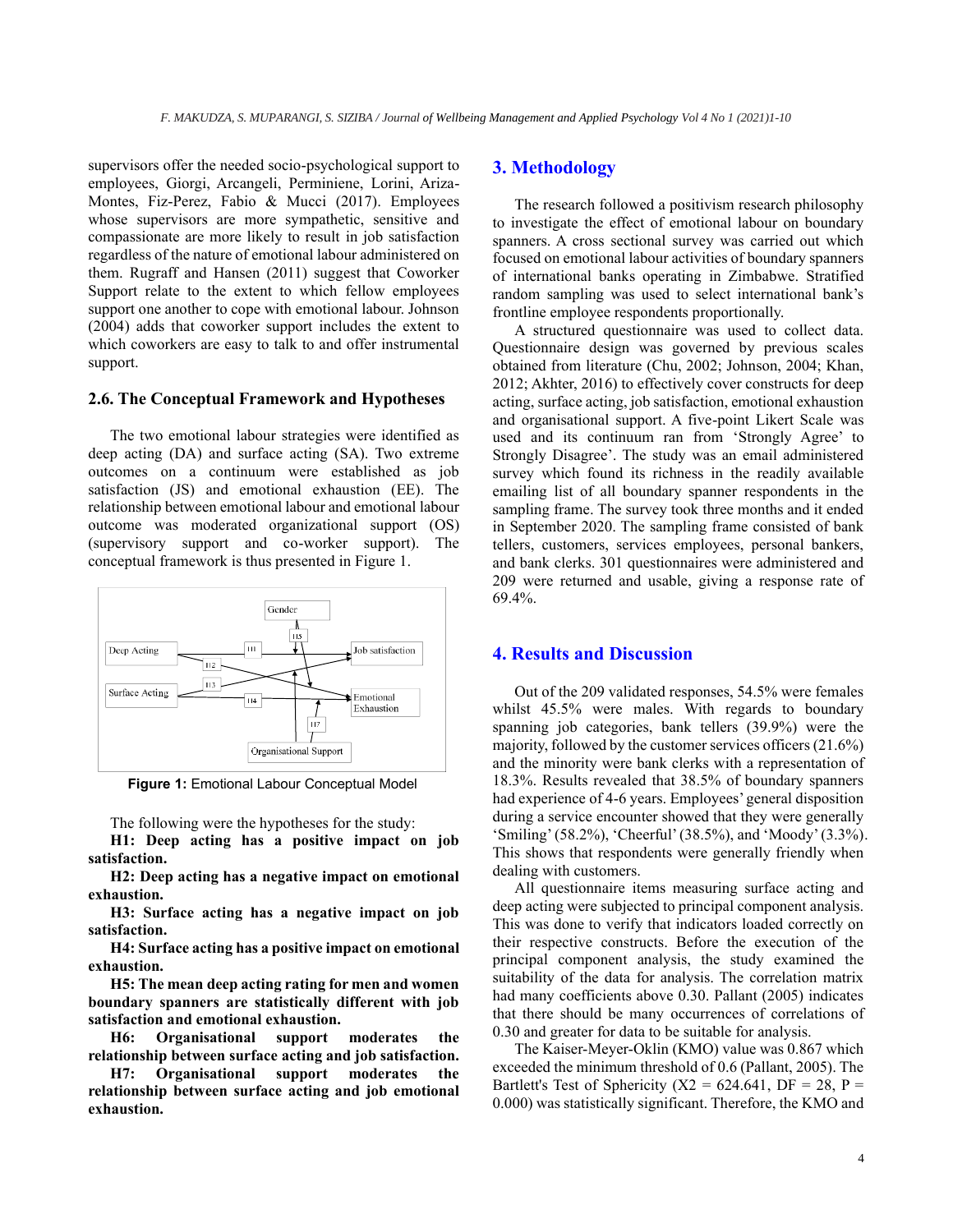supervisors offer the needed socio-psychological support to employees, Giorgi, Arcangeli, Perminiene, Lorini, Ariza-Montes, Fiz-Perez, Fabio & Mucci (2017). Employees whose supervisors are more sympathetic, sensitive and compassionate are more likely to result in job satisfaction regardless of the nature of emotional labour administered on them. Rugraff and Hansen (2011) suggest that Coworker Support relate to the extent to which fellow employees support one another to cope with emotional labour. Johnson (2004) adds that coworker support includes the extent to which coworkers are easy to talk to and offer instrumental support.

### 2.6. The Conceptual Framework and Hypotheses

The two emotional labour strategies were identified as deep acting (DA) and surface acting (SA). Two extreme outcomes on a continuum were established as job satisfaction (JS) and emotional exhaustion (EE). The relationship between emotional labour and emotional labour outcome was moderated organizational support (OS) (supervisory support and co-worker support). The conceptual framework is thus presented in Figure 1.

**Figure 1:** Emotional Labour Conceptual Model

The following were the hypotheses for the study:

**H1: Deep acting has a positive impact on job satisfaction.**

**H2: Deep acting has a negative impact on emotional exhaustion.**

**H3: Surface acting has a negative impact on job satisfaction.**

**H4: Surface acting has a positive impact on emotional exhaustion.**

**H5: The mean deep acting rating for men and women boundary spanners are statistically different with job satisfaction and emotional exhaustion.**

**H6: Organisational support moderates the relationship between surface acting and job satisfaction.**

**H7: Organisational support moderates the relationship between surface acting and job emotional exhaustion.**

## 3. Methodology

The research followed a positivism research philosophy to investigate the effect of emotional labour on boundary spanners. A cross sectional survey was carried out which focused on emotional labour activities of boundary spanners of international banks operating in Zimbabwe. Stratified random sampling was used to select international bank's frontline employee respondents proportionally.

A structured questionnaire was used to collect data. Questionnaire design was governed by previous scales obtained from literature (Chu, 2002; Johnson, 2004; Khan, 2012; Akhter, 2016) to effectively cover constructs for deep acting, surface acting, job satisfaction, emotional exhaustion and organisational support. A five-point Likert Scale was used and its continuum ran from 'Strongly Agree' to Strongly Disagree'. The study was an email administered survey which found its richness in the readily available emailing list of all boundary spanner respondents in the sampling frame. The survey took three months and it ended in September 2020. The sampling frame consisted of bank tellers, customers, services employees, personal bankers, and bank clerks. 301 questionnaires were administered and 209 were returned and usable, giving a response rate of 69.4%.

## 4. Results and Discussion

Out of the 209 validated responses, 54.5% were females whilst 45.5% were males. With regards to boundary spanning job categories, bank tellers (39.9%) were the majority, followed by the customer services officers (21.6%) and the minority were bank clerks with a representation of 18.3%. Results revealed that 38.5% of boundary spanners had experience of 4-6 years. Employees' general disposition during a service encounter showed that they were generally 'Smiling' (58.2%), 'Cheerful' (38.5%), and 'Moody' (3.3%). This shows that respondents were generally friendly when dealing with customers.

All questionnaire items measuring surface acting and deep acting were subjected to principal component analysis. This was done to verify that indicators loaded correctly on their respective constructs. Before the execution of the principal component analysis, the study examined the suitability of the data for analysis. The correlation matrix had many coefficients above 0.30. Pallant (2005) indicates that there should be many occurrences of correlations of 0.30 and greater for data to be suitable for analysis.

The Kaiser-Meyer-Oklin (KMO) value was 0.867 which exceeded the minimum threshold of 0.6 (Pallant, 2005). The Bartlett's Test of Sphericity ($X2 = 624.641$, $DF = 28$, $P = 0.000$) was statistically significant. Therefore, the KMO and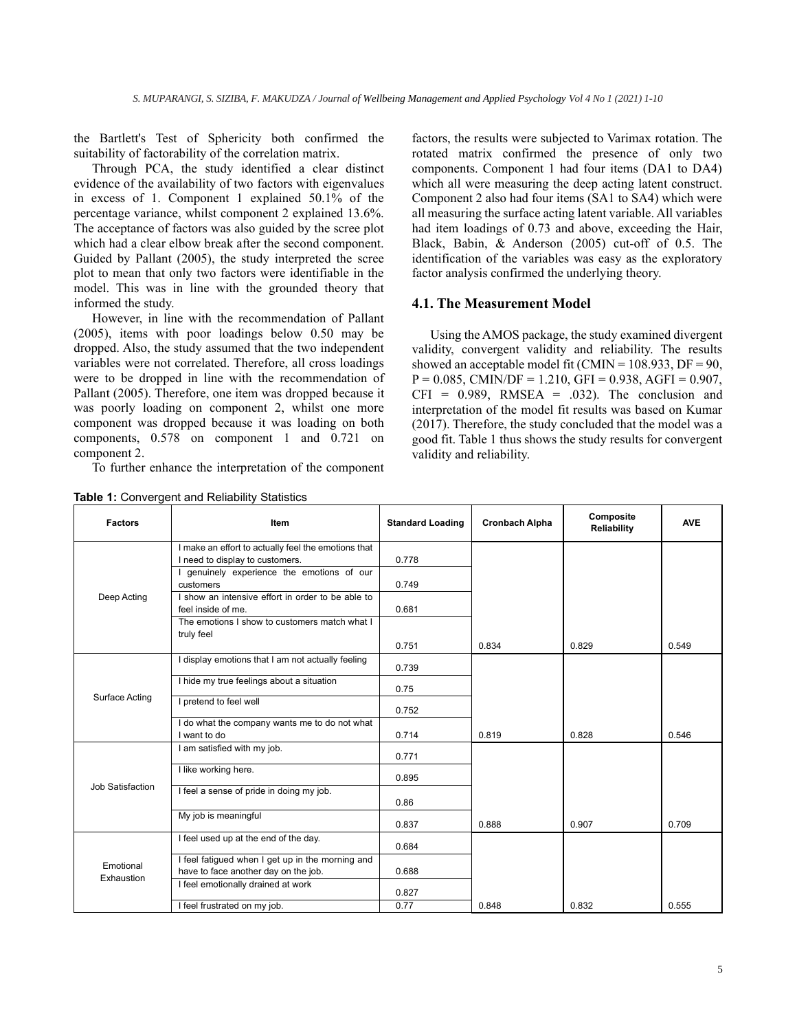the Bartlett's Test of Sphericity both confirmed the suitability of factorability of the correlation matrix.

Through PCA, the study identified a clear distinct evidence of the availability of two factors with eigenvalues in excess of 1. Component 1 explained 50.1% of the percentage variance, whilst component 2 explained 13.6%. The acceptance of factors was also guided by the scree plot which had a clear elbow break after the second component. Guided by Pallant (2005), the study interpreted the scree plot to mean that only two factors were identifiable in the model. This was in line with the grounded theory that informed the study.

However, in line with the recommendation of Pallant (2005), items with poor loadings below 0.50 may be dropped. Also, the study assumed that the two independent variables were not correlated. Therefore, all cross loadings were to be dropped in line with the recommendation of Pallant (2005). Therefore, one item was dropped because it was poorly loading on component 2, whilst one more component was dropped because it was loading on both components, 0.578 on component 1 and 0.721 on component 2.

To further enhance the interpretation of the component factors, the results were subjected to Varimax rotation. The rotated matrix confirmed the presence of only two components. Component 1 had four items (DA1 to DA4) which all were measuring the deep acting latent construct. Component 2 also had four items (SA1 to SA4) which were all measuring the surface acting latent variable. All variables had item loadings of 0.73 and above, exceeding the Hair, Black, Babin, & Anderson (2005) cut-off of 0.5. The identification of the variables was easy as the exploratory factor analysis confirmed the underlying theory.

### 4.1. The Measurement Model

Using the AMOS package, the study examined divergent validity, convergent validity and reliability. The results showed an acceptable model fit (CMIN = 108.933, DF = 90, P = 0.085, CMIN/DF = 1.210, GFI = 0.938, AGFI = 0.907, CFI = 0.989, RMSEA = .032). The conclusion and interpretation of the model fit results was based on Kumar (2017). Therefore, the study concluded that the model was a good fit. Table 1 thus shows the study results for convergent validity and reliability.

**Table 1:** Convergent and Reliability Statistics

| Factors | Item | Standard Loading | Cronbach Alpha | Composite Reliability | AVE |
|---|---|---|---|---|---|
| Deep Acting | I make an effort to actually feel the emotions that I need to display to customers. | 0.778 | | | |
| | I genuinely experience the emotions of our customers | 0.749 | | | |
| | I show an intensive effort in order to be able to feel inside of me. | 0.681 | | | |
| | The emotions I show to customers match what I truly feel | 0.751 | 0.834 | 0.829 | 0.549 |
| Surface Acting | I display emotions that I am not actually feeling | 0.739 | | | |
| | I hide my true feelings about a situation | 0.75 | | | |
| | I pretend to feel well | 0.752 | | | |
| | I do what the company wants me to do not what I want to do | 0.714 | 0.819 | 0.828 | 0.546 |
| Job Satisfaction | I am satisfied with my job. | 0.771 | | | |
| | I like working here. | 0.895 | | | |
| | I feel a sense of pride in doing my job. | 0.86 | | | |
| | My job is meaningful | 0.837 | 0.888 | 0.907 | 0.709 |
| Emotional Exhaustion | I feel used up at the end of the day. | 0.684 | | | |
| | I feel fatigued when I get up in the morning and have to face another day on the job. | 0.688 | | | |
| | I feel emotionally drained at work | 0.827 | | | |
| | I feel frustrated on my job. | 0.77 | 0.848 | 0.832 | 0.555 |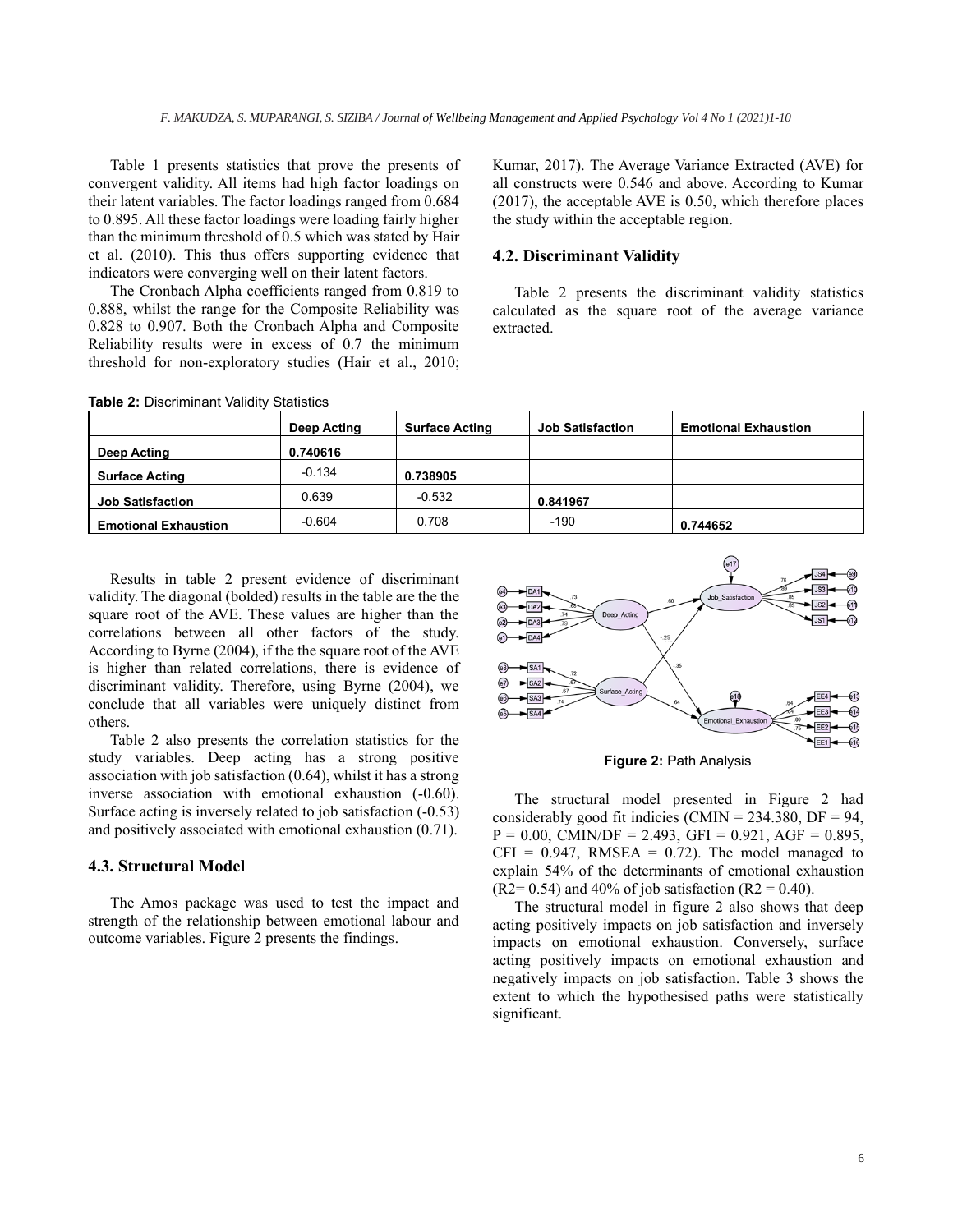Table 1 presents statistics that prove the presents of convergent validity. All items had high factor loadings on their latent variables. The factor loadings ranged from 0.684 to 0.895. All these factor loadings were loading fairly higher than the minimum threshold of 0.5 which was stated by Hair et al. (2010). This thus offers supporting evidence that indicators were converging well on their latent factors.

The Cronbach Alpha coefficients ranged from 0.819 to 0.888, whilst the range for the Composite Reliability was 0.828 to 0.907. Both the Cronbach Alpha and Composite Reliability results were in excess of 0.7 the minimum threshold for non-exploratory studies (Hair et al., 2010; Kumar, 2017). The Average Variance Extracted (AVE) for all constructs were 0.546 and above. According to Kumar (2017), the acceptable AVE is 0.50, which therefore places the study within the acceptable region.

### 4.2. Discriminant Validity

Table 2 presents the discriminant validity statistics calculated as the square root of the average variance extracted.

**Table 2:** Discriminant Validity Statistics

| | **Deep Acting** | **Surface Acting** | **Job Satisfaction** | **Emotional Exhaustion** |
|---|---|---|---|---|
| **Deep Acting** | **0.740616** | | | |
| **Surface Acting** | -0.134 | **0.738905** | | |
| **Job Satisfaction** | 0.639 | -0.532 | **0.841967** | |
| **Emotional Exhaustion** | -0.604 | 0.708 | -190 | **0.744652** |

Results in table 2 present evidence of discriminant validity. The diagonal (bolded) results in the table are the the square root of the AVE. These values are higher than the correlations between all other factors of the study. According to Byrne (2004), if the the square root of the AVE is higher than related correlations, there is evidence of discriminant validity. Therefore, using Byrne (2004), we conclude that all variables were uniquely distinct from others.

Table 2 also presents the correlation statistics for the study variables. Deep acting has a strong positive association with job satisfaction (0.64), whilst it has a strong inverse association with emotional exhaustion (-0.60). Surface acting is inversely related to job satisfaction (-0.53) and positively associated with emotional exhaustion (0.71).

### 4.3. Structural Model

The Amos package was used to test the impact and strength of the relationship between emotional labour and outcome variables. Figure 2 presents the findings.

**Figure 2:** Path Analysis

The structural model presented in Figure 2 had considerably good fit indicies (CMIN = 234.380, DF = 94, P = 0.00, CMIN/DF = 2.493, GFI = 0.921, AGF = 0.895, CFI = 0.947, RMSEA = 0.72). The model managed to explain 54% of the determinants of emotional exhaustion ($R2= 0.54$) and 40% of job satisfaction ($R2 = 0.40$).

The structural model in figure 2 also shows that deep acting positively impacts on job satisfaction and inversely impacts on emotional exhaustion. Conversely, surface acting positively impacts on emotional exhaustion and negatively impacts on job satisfaction. Table 3 shows the extent to which the hypothesised paths were statistically significant.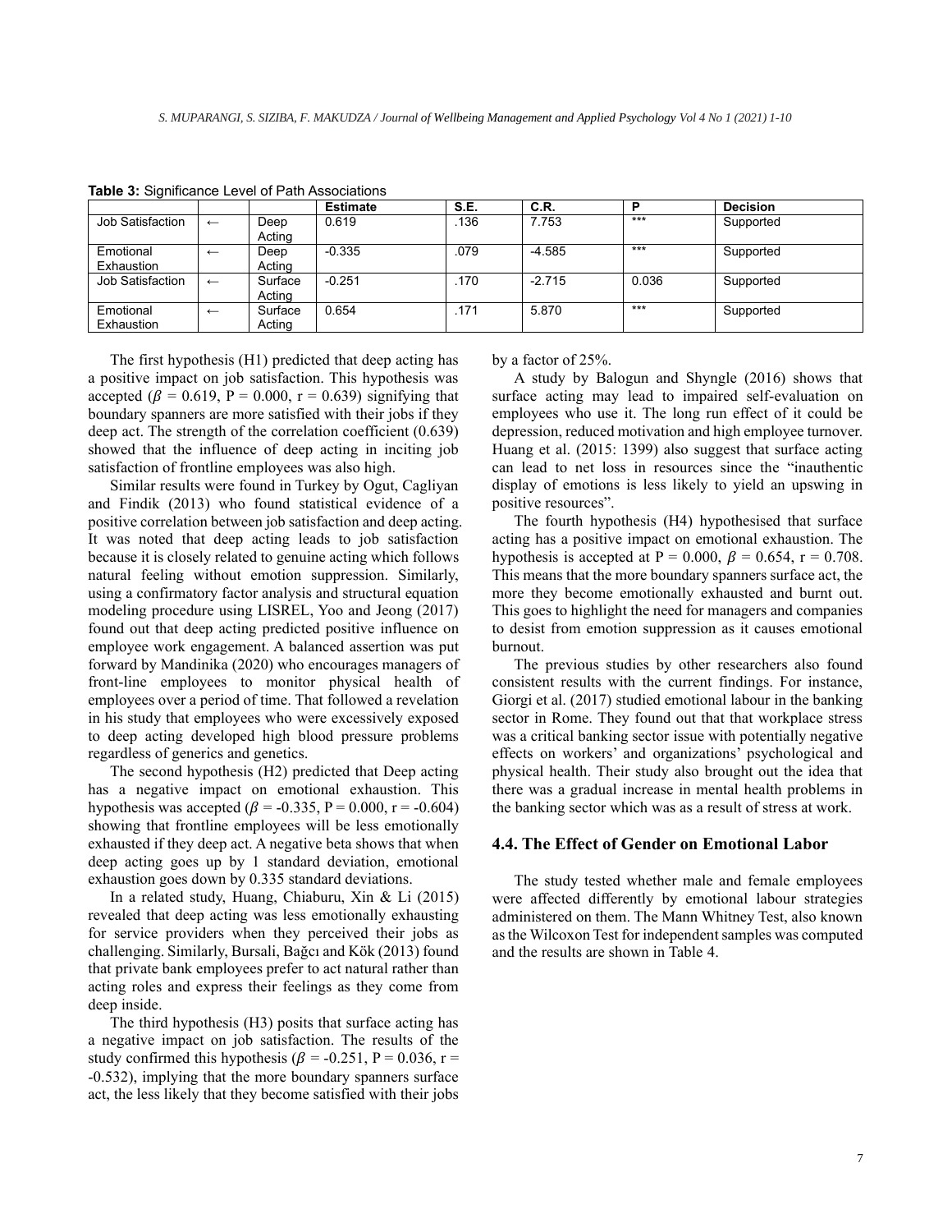**Table 3:** Significance Level of Path Associations

| | | | Estimate | S.E. | C.R. | P | Decision |
|---|---|---|---|---|---|---|---|
| Job Satisfaction | ← | Deep Acting | 0.619 | .136 | 7.753 | *** | Supported |
| Emotional Exhaustion | ← | Deep Acting | -0.335 | .079 | -4.585 | *** | Supported |
| Job Satisfaction | ← | Surface Acting | -0.251 | .170 | -2.715 | 0.036 | Supported |
| Emotional Exhaustion | ← | Surface Acting | 0.654 | .171 | 5.870 | *** | Supported |

The first hypothesis (H1) predicted that deep acting has a positive impact on job satisfaction. This hypothesis was accepted ($\beta = 0.619$, P = 0.000, r = 0.639) signifying that boundary spanners are more satisfied with their jobs if they deep act. The strength of the correlation coefficient (0.639) showed that the influence of deep acting in inciting job satisfaction of frontline employees was also high.

Similar results were found in Turkey by Ogut, Cagliyan and Findik (2013) who found statistical evidence of a positive correlation between job satisfaction and deep acting. It was noted that deep acting leads to job satisfaction because it is closely related to genuine acting which follows natural feeling without emotion suppression. Similarly, using a confirmatory factor analysis and structural equation modeling procedure using LISREL, Yoo and Jeong (2017) found out that deep acting predicted positive influence on employee work engagement. A balanced assertion was put forward by Mandinika (2020) who encourages managers of front-line employees to monitor physical health of employees over a period of time. That followed a revelation in his study that employees who were excessively exposed to deep acting developed high blood pressure problems regardless of generics and genetics.

The second hypothesis (H2) predicted that Deep acting has a negative impact on emotional exhaustion. This hypothesis was accepted ($\beta = -0.335$, P = 0.000, r = -0.604) showing that frontline employees will be less emotionally exhausted if they deep act. A negative beta shows that when deep acting goes up by 1 standard deviation, emotional exhaustion goes down by 0.335 standard deviations.

In a related study, Huang, Chiaburu, Xin & Li (2015) revealed that deep acting was less emotionally exhausting for service providers when they perceived their jobs as challenging. Similarly, Bursali, Bağcı and Kök (2013) found that private bank employees prefer to act natural rather than acting roles and express their feelings as they come from deep inside.

The third hypothesis (H3) posits that surface acting has a negative impact on job satisfaction. The results of the study confirmed this hypothesis ($\beta = -0.251$, P = 0.036, r = -0.532), implying that the more boundary spanners surface act, the less likely that they become satisfied with their jobs by a factor of 25%.

A study by Balogun and Shyngle (2016) shows that surface acting may lead to impaired self-evaluation on employees who use it. The long run effect of it could be depression, reduced motivation and high employee turnover. Huang et al. (2015: 1399) also suggest that surface acting can lead to net loss in resources since the "inauthentic display of emotions is less likely to yield an upswing in positive resources".

The fourth hypothesis (H4) hypothesised that surface acting has a positive impact on emotional exhaustion. The hypothesis is accepted at P = 0.000, $\beta = 0.654$, r = 0.708. This means that the more boundary spanners surface act, the more they become emotionally exhausted and burnt out. This goes to highlight the need for managers and companies to desist from emotion suppression as it causes emotional burnout.

The previous studies by other researchers also found consistent results with the current findings. For instance, Giorgi et al. (2017) studied emotional labour in the banking sector in Rome. They found out that that workplace stress was a critical banking sector issue with potentially negative effects on workers' and organizations' psychological and physical health. Their study also brought out the idea that there was a gradual increase in mental health problems in the banking sector which was as a result of stress at work.

## 4.4. The Effect of Gender on Emotional Labor

The study tested whether male and female employees were affected differently by emotional labour strategies administered on them. The Mann Whitney Test, also known as the Wilcoxon Test for independent samples was computed and the results are shown in Table 4.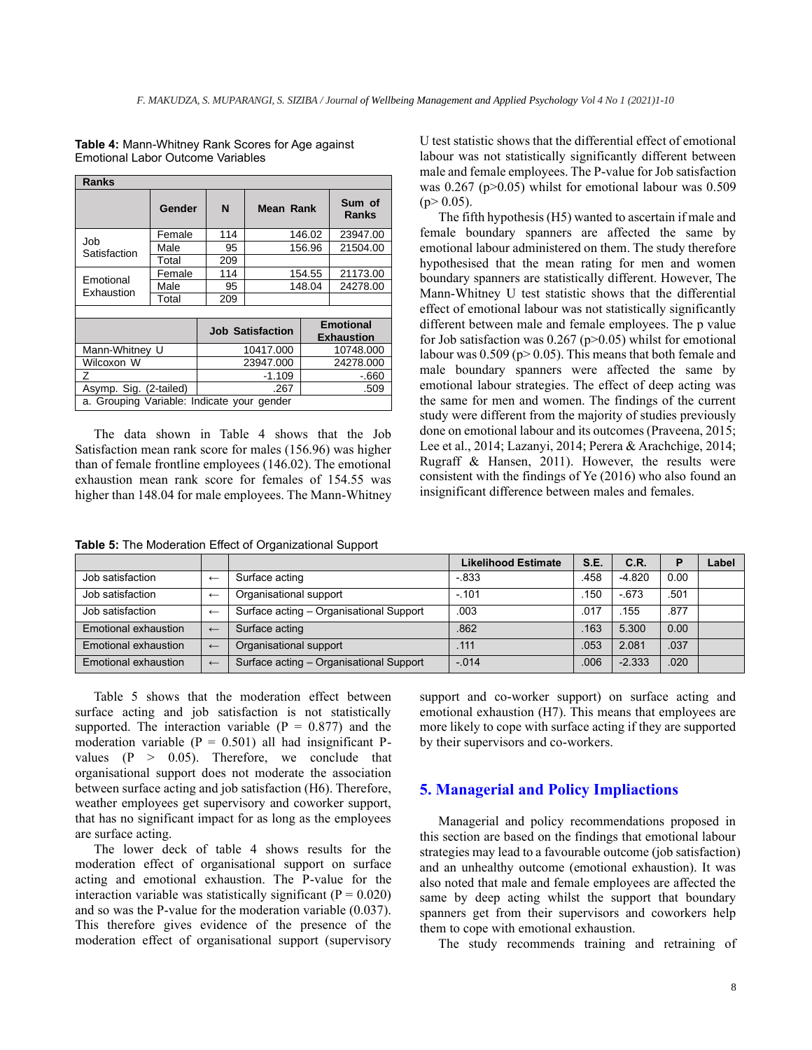**Table 4:** Mann-Whitney Rank Scores for Age against Emotional Labor Outcome Variables

| Ranks | | | | |
|---|---|---|---|---|
| | Gender | N | Mean Rank | Sum of Ranks |
| Job Satisfaction | Female | 114 | 146.02 | 23947.00 |
| | Male | 95 | 156.96 | 21504.00 |
| | Total | 209 | | |
| Emotional Exhaustion | Female | 114 | 154.55 | 21173.00 |
| | Male | 95 | 148.04 | 24278.00 |
| | Total | 209 | | |

| | Job Satisfaction | Emotional Exhaustion |
|---|---|---|
| Mann-Whitney U | 10417.000 | 10748.000 |
| Wilcoxon W | 23947.000 | 24278.000 |
| Z | -1.109 | -.660 |
| Asymp. Sig. (2-tailed) | .267 | .509 |
| a. Grouping Variable: Indicate your gender | | |

The data shown in Table 4 shows that the Job Satisfaction mean rank score for males (156.96) was higher than of female frontline employees (146.02). The emotional exhaustion mean rank score for females of 154.55 was higher than 148.04 for male employees. The Mann-Whitney U test statistic shows that the differential effect of emotional labour was not statistically significantly different between male and female employees. The P-value for Job satisfaction was 0.267 ($p>0.05$) whilst for emotional labour was 0.509 ($p> 0.05$).

The fifth hypothesis (H5) wanted to ascertain if male and female boundary spanners are affected the same by emotional labour administered on them. The study therefore hypothesised that the mean rating for men and women boundary spanners are statistically different. However, The Mann-Whitney U test statistic shows that the differential effect of emotional labour was not statistically significantly different between male and female employees. The p value for Job satisfaction was 0.267 ($p>0.05$) whilst for emotional labour was 0.509 ($p> 0.05$). This means that both female and male boundary spanners were affected the same by emotional labour strategies. The effect of deep acting was the same for men and women. The findings of the current study were different from the majority of studies previously done on emotional labour and its outcomes (Praveena, 2015; Lee et al., 2014; Lazanyi, 2014; Perera & Arachchige, 2014; Rugraff & Hansen, 2011). However, the results were consistent with the findings of Ye (2016) who also found an insignificant difference between males and females.

**Table 5:** The Moderation Effect of Organizational Support

| | | | Likelihood Estimate | S.E. | C.R. | P | Label |
|---|---|---|---|---|---|---|---|
| Job satisfaction | ← | Surface acting | -.833 | .458 | -4.820 | 0.00 | |
| Job satisfaction | ← | Organisational support | -.101 | .150 | -.673 | .501 | |
| Job satisfaction | ← | Surface acting – Organisational Support | .003 | .017 | .155 | .877 | |
| Emotional exhaustion | ← | Surface acting | .862 | .163 | 5.300 | 0.00 | |
| Emotional exhaustion | ← | Organisational support | .111 | .053 | 2.081 | .037 | |
| Emotional exhaustion | ← | Surface acting – Organisational Support | -.014 | .006 | -2.333 | .020 | |

Table 5 shows that the moderation effect between surface acting and job satisfaction is not statistically supported. The interaction variable ($P = 0.877$) and the moderation variable ($P = 0.501$) all had insignificant P-values ($P > 0.05$). Therefore, we conclude that organisational support does not moderate the association between surface acting and job satisfaction (H6). Therefore, weather employees get supervisory and coworker support, that has no significant impact for as long as the employees are surface acting.

The lower deck of table 4 shows results for the moderation effect of organisational support on surface acting and emotional exhaustion. The P-value for the interaction variable was statistically significant ($P = 0.020$) and so was the P-value for the moderation variable (0.037). This therefore gives evidence of the presence of the moderation effect of organisational support (supervisory support and co-worker support) on surface acting and emotional exhaustion (H7). This means that employees are more likely to cope with surface acting if they are supported by their supervisors and co-workers.

## 5. Managerial and Policy Impliactions

Managerial and policy recommendations proposed in this section are based on the findings that emotional labour strategies may lead to a favourable outcome (job satisfaction) and an unhealthy outcome (emotional exhaustion). It was also noted that male and female employees are affected the same by deep acting whilst the support that boundary spanners get from their supervisors and coworkers help them to cope with emotional exhaustion.

The study recommends training and retraining of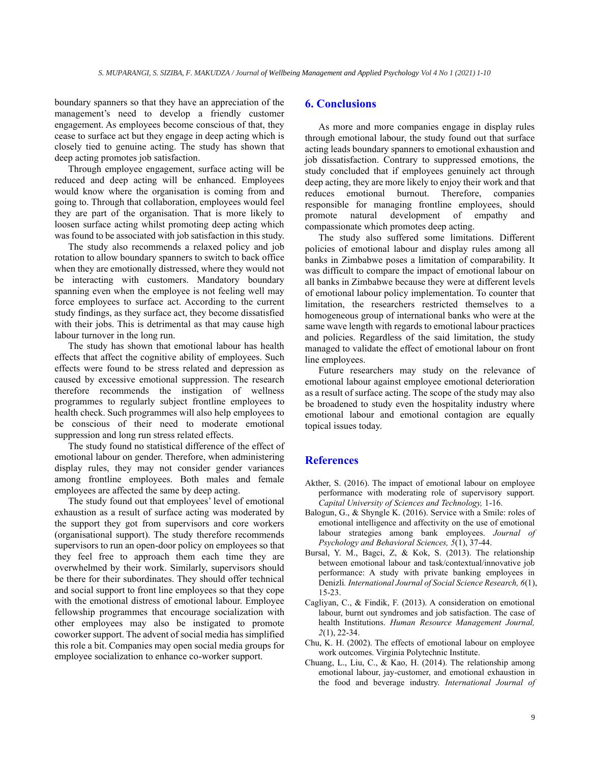boundary spanners so that they have an appreciation of the management's need to develop a friendly customer engagement. As employees become conscious of that, they cease to surface act but they engage in deep acting which is closely tied to genuine acting. The study has shown that deep acting promotes job satisfaction.

Through employee engagement, surface acting will be reduced and deep acting will be enhanced. Employees would know where the organisation is coming from and going to. Through that collaboration, employees would feel they are part of the organisation. That is more likely to loosen surface acting whilst promoting deep acting which was found to be associated with job satisfaction in this study.

The study also recommends a relaxed policy and job rotation to allow boundary spanners to switch to back office when they are emotionally distressed, where they would not be interacting with customers. Mandatory boundary spanning even when the employee is not feeling well may force employees to surface act. According to the current study findings, as they surface act, they become dissatisfied with their jobs. This is detrimental as that may cause high labour turnover in the long run.

The study has shown that emotional labour has health effects that affect the cognitive ability of employees. Such effects were found to be stress related and depression as caused by excessive emotional suppression. The research therefore recommends the instigation of wellness programmes to regularly subject frontline employees to health check. Such programmes will also help employees to be conscious of their need to moderate emotional suppression and long run stress related effects.

The study found no statistical difference of the effect of emotional labour on gender. Therefore, when administering display rules, they may not consider gender variances among frontline employees. Both males and female employees are affected the same by deep acting.

The study found out that employees' level of emotional exhaustion as a result of surface acting was moderated by the support they got from supervisors and core workers (organisational support). The study therefore recommends supervisors to run an open-door policy on employees so that they feel free to approach them each time they are overwhelmed by their work. Similarly, supervisors should be there for their subordinates. They should offer technical and social support to front line employees so that they cope with the emotional distress of emotional labour. Employee fellowship programmes that encourage socialization with other employees may also be instigated to promote coworker support. The advent of social media has simplified this role a bit. Companies may open social media groups for employee socialization to enhance co-worker support.

## 6. Conclusions

As more and more companies engage in display rules through emotional labour, the study found out that surface acting leads boundary spanners to emotional exhaustion and job dissatisfaction. Contrary to suppressed emotions, the study concluded that if employees genuinely act through deep acting, they are more likely to enjoy their work and that reduces emotional burnout. Therefore, companies responsible for managing frontline employees, should promote natural development of empathy and compassionate which promotes deep acting.

The study also suffered some limitations. Different policies of emotional labour and display rules among all banks in Zimbabwe poses a limitation of comparability. It was difficult to compare the impact of emotional labour on all banks in Zimbabwe because they were at different levels of emotional labour policy implementation. To counter that limitation, the researchers restricted themselves to a homogeneous group of international banks who were at the same wave length with regards to emotional labour practices and policies. Regardless of the said limitation, the study managed to validate the effect of emotional labour on front line employees.

Future researchers may study on the relevance of emotional labour against employee emotional deterioration as a result of surface acting. The scope of the study may also be broadened to study even the hospitality industry where emotional labour and emotional contagion are equally topical issues today.

## References

Akther, S. (2016). The impact of emotional labour on employee performance with moderating role of supervisory support. *Capital University of Sciences and Technology,* 1-16.

Balogun, G., & Shyngle K. (2016). Service with a Smile: roles of emotional intelligence and affectivity on the use of emotional labour strategies among bank employees. *Journal of Psychology and Behavioral Sciences, 5*(1), 37-44.

Bursal, Y. M., Bagci, Z, & Kok, S. (2013). The relationship between emotional labour and task/contextual/innovative job performance: A study with private banking employees in Denizli. *International Journal of Social Science Research, 6*(1), 15-23.

Cagliyan, C., & Findik, F. (2013). A consideration on emotional labour, burnt out syndromes and job satisfaction. The case of health Institutions. *Human Resource Management Journal, 2*(1), 22-34.

Chu, K. H. (2002). The effects of emotional labour on employee work outcomes. Virginia Polytechnic Institute.

Chuang, L., Liu, C., & Kao, H. (2014). The relationship among emotional labour, jay-customer, and emotional exhaustion in the food and beverage industry. *International Journal of*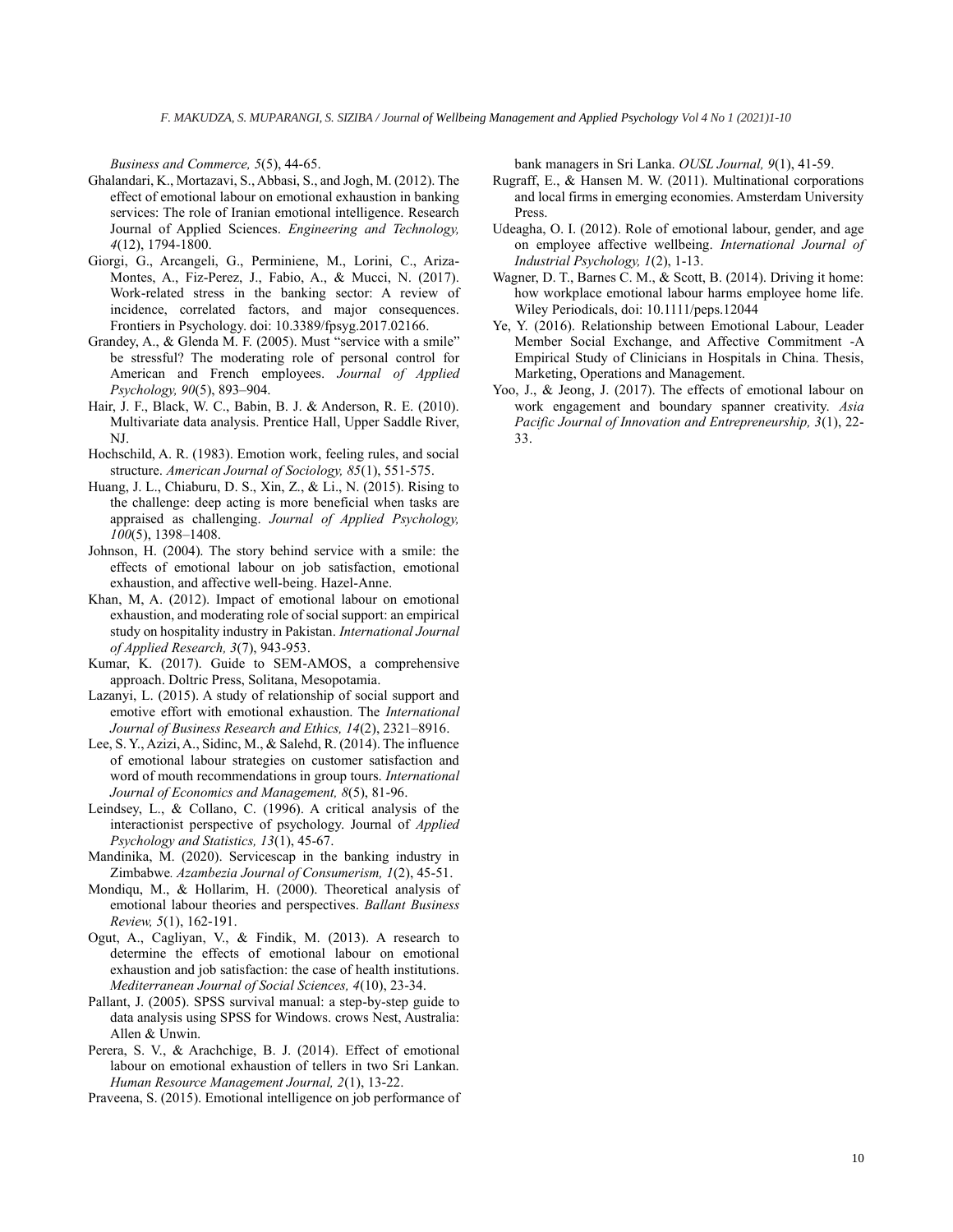*Business and Commerce, 5*(5), 44-65.

Ghalandari, K., Mortazavi, S., Abbasi, S., and Jogh, M. (2012). The effect of emotional labour on emotional exhaustion in banking services: The role of Iranian emotional intelligence. Research Journal of Applied Sciences. *Engineering and Technology, 4*(12), 1794-1800.

Giorgi, G., Arcangeli, G., Perminiene, M., Lorini, C., Ariza-Montes, A., Fiz-Perez, J., Fabio, A., & Mucci, N. (2017). Work-related stress in the banking sector: A review of incidence, correlated factors, and major consequences. Frontiers in Psychology. doi: 10.3389/fpsyg.2017.02166.

Grandey, A., & Glenda M. F. (2005). Must "service with a smile" be stressful? The moderating role of personal control for American and French employees. *Journal of Applied Psychology, 90*(5), 893–904.

Hair, J. F., Black, W. C., Babin, B. J. & Anderson, R. E. (2010). Multivariate data analysis. Prentice Hall, Upper Saddle River, NJ.

Hochschild, A. R. (1983). Emotion work, feeling rules, and social structure. *American Journal of Sociology, 85*(1), 551-575.

Huang, J. L., Chiaburu, D. S., Xin, Z., & Li., N. (2015). Rising to the challenge: deep acting is more beneficial when tasks are appraised as challenging. *Journal of Applied Psychology, 100*(5), 1398–1408.

Johnson, H. (2004). The story behind service with a smile: the effects of emotional labour on job satisfaction, emotional exhaustion, and affective well-being. Hazel-Anne.

Khan, M, A. (2012). Impact of emotional labour on emotional exhaustion, and moderating role of social support: an empirical study on hospitality industry in Pakistan. *International Journal of Applied Research, 3*(7), 943-953.

Kumar, K. (2017). Guide to SEM-AMOS, a comprehensive approach. Doltric Press, Solitana, Mesopotamia.

Lazanyi, L. (2015). A study of relationship of social support and emotive effort with emotional exhaustion. The *International Journal of Business Research and Ethics, 14*(2), 2321–8916.

Lee, S. Y., Azizi, A., Sidinc, M., & Salehd, R. (2014). The influence of emotional labour strategies on customer satisfaction and word of mouth recommendations in group tours. *International Journal of Economics and Management, 8*(5), 81-96.

Leindsey, L., & Collano, C. (1996). A critical analysis of the interactionist perspective of psychology. Journal of *Applied Psychology and Statistics, 13*(1), 45-67.

Mandinika, M. (2020). Servicescap in the banking industry in Zimbabwe. *Azambezia Journal of Consumerism, 1*(2), 45-51.

Mondiqu, M., & Hollarim, H. (2000). Theoretical analysis of emotional labour theories and perspectives. *Ballant Business Review, 5*(1), 162-191.

Ogut, A., Cagliyan, V., & Findik, M. (2013). A research to determine the effects of emotional labour on emotional exhaustion and job satisfaction: the case of health institutions. *Mediterranean Journal of Social Sciences, 4*(10), 23-34.

Pallant, J. (2005). SPSS survival manual: a step-by-step guide to data analysis using SPSS for Windows. crows Nest, Australia: Allen & Unwin.

Perera, S. V., & Arachchige, B. J. (2014). Effect of emotional labour on emotional exhaustion of tellers in two Sri Lankan. *Human Resource Management Journal, 2*(1), 13-22.

Praveena, S. (2015). Emotional intelligence on job performance of bank managers in Sri Lanka. *OUSL Journal, 9*(1), 41-59.

Rugraff, E., & Hansen M. W. (2011). Multinational corporations and local firms in emerging economies. Amsterdam University Press.

Udeagha, O. I. (2012). Role of emotional labour, gender, and age on employee affective wellbeing. *International Journal of Industrial Psychology, 1*(2), 1-13.

Wagner, D. T., Barnes C. M., & Scott, B. (2014). Driving it home: how workplace emotional labour harms employee home life. Wiley Periodicals, doi: 10.1111/peps.12044

Ye, Y. (2016). Relationship between Emotional Labour, Leader Member Social Exchange, and Affective Commitment -A Empirical Study of Clinicians in Hospitals in China. Thesis, Marketing, Operations and Management.

Yoo, J., & Jeong, J. (2017). The effects of emotional labour on work engagement and boundary spanner creativity. *Asia Pacific Journal of Innovation and Entrepreneurship, 3*(1), 22-33.